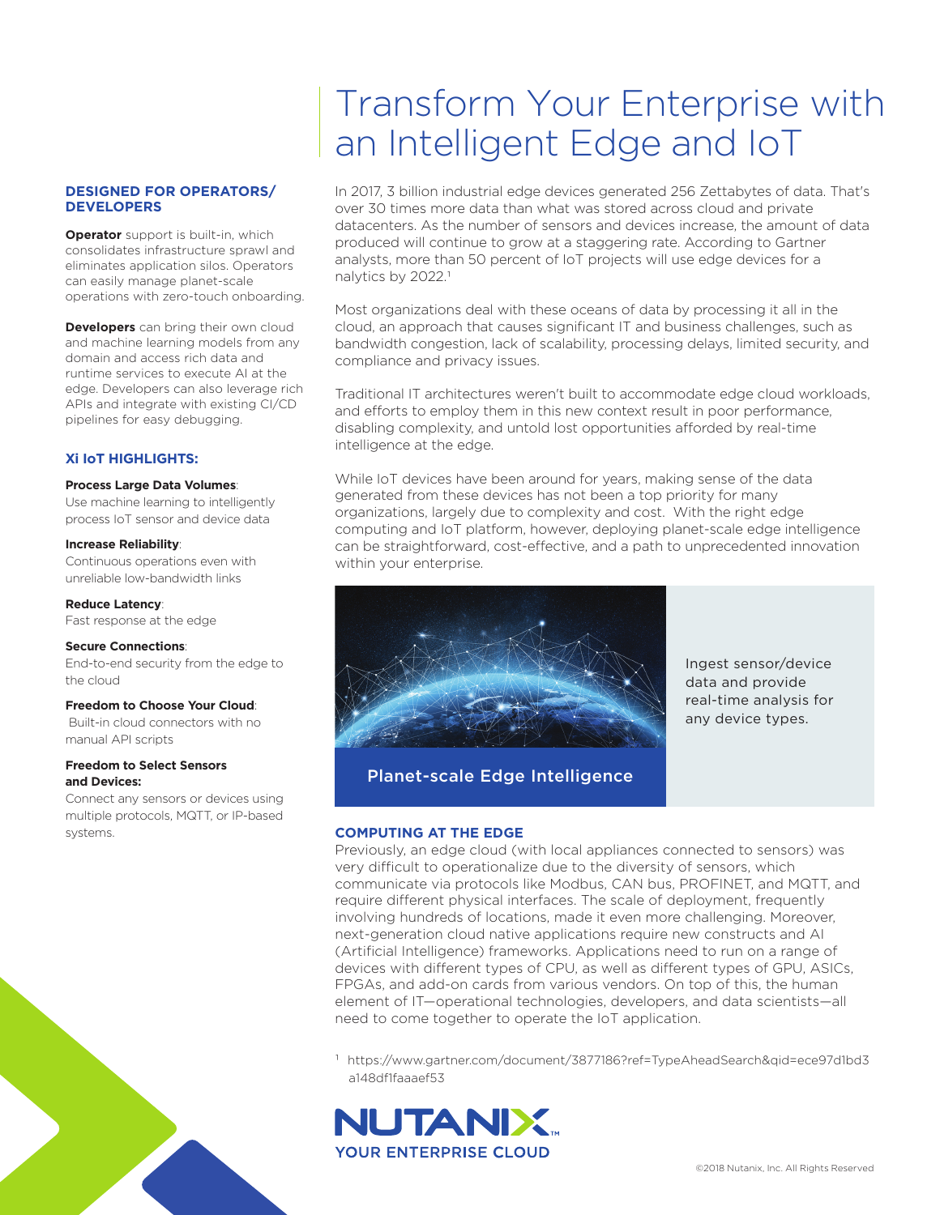# Transform Your Enterprise with an Intelligent Edge and IoT

In 2017, 3 billion industrial edge devices generated 256 Zettabytes of data. That's over 30 times more data than what was stored across cloud and private datacenters. As the number of sensors and devices increase, the amount of data produced will continue to grow at a staggering rate. According to Gartner analysts, more than 50 percent of IoT projects will use edge devices for a nalytics by 2022.[1]

Most organizations deal with these oceans of data by processing it all in the cloud, an approach that causes significant IT and business challenges, such as bandwidth congestion, lack of scalability, processing delays, limited security, and compliance and privacy issues.

Traditional IT architectures weren't built to accommodate edge cloud workloads, and efforts to employ them in this new context result in poor performance, disabling complexity, and untold lost opportunities afforded by real-time intelligence at the edge.

While IoT devices have been around for years, making sense of the data generated from these devices has not been a top priority for many organizations, largely due to complexity and cost. With the right edge computing and IoT platform, however, deploying planet-scale edge intelligence can be straightforward, cost-effective, and a path to unprecedented innovation within your enterprise.

**Planet-scale Edge Intelligence**

Ingest sensor/device data and provide real-time analysis for any device types.

## COMPUTING AT THE EDGE

Previously, an edge cloud (with local appliances connected to sensors) was very difficult to operationalize due to the diversity of sensors, which communicate via protocols like Modbus, CAN bus, PROFINET, and MQTT, and require different physical interfaces. The scale of deployment, frequently involving hundreds of locations, made it even more challenging. Moreover, next-generation cloud native applications require new constructs and AI (Artificial Intelligence) frameworks. Applications need to run on a range of devices with different types of CPU, as well as different types of GPU, ASICs, FPGAs, and add-on cards from various vendors. On top of this, the human element of IT—operational technologies, developers, and data scientists—all need to come together to operate the IoT application.

[1] https://www.gartner.com/document/3877186?ref=TypeAheadSearch&qid=ece97d1bd3a148df1faaaef53

## DESIGNED FOR OPERATORS/ DEVELOPERS

**Operator** support is built-in, which consolidates infrastructure sprawl and eliminates application silos. Operators can easily manage planet-scale operations with zero-touch onboarding.

**Developers** can bring their own cloud and machine learning models from any domain and access rich data and runtime services to execute AI at the edge. Developers can also leverage rich APIs and integrate with existing CI/CD pipelines for easy debugging.

## Xi IoT HIGHLIGHTS:

**Process Large Data Volumes**:
Use machine learning to intelligently process IoT sensor and device data

**Increase Reliability**:
Continuous operations even with unreliable low-bandwidth links

**Reduce Latency**:
Fast response at the edge

**Secure Connections**:
End-to-end security from the edge to the cloud

**Freedom to Choose Your Cloud**:
Built-in cloud connectors with no manual API scripts

**Freedom to Select Sensors and Devices:**
Connect any sensors or devices using multiple protocols, MQTT, or IP-based systems.

NUTANIX
YOUR ENTERPRISE CLOUD

©2018 Nutanix, Inc. All Rights Reserved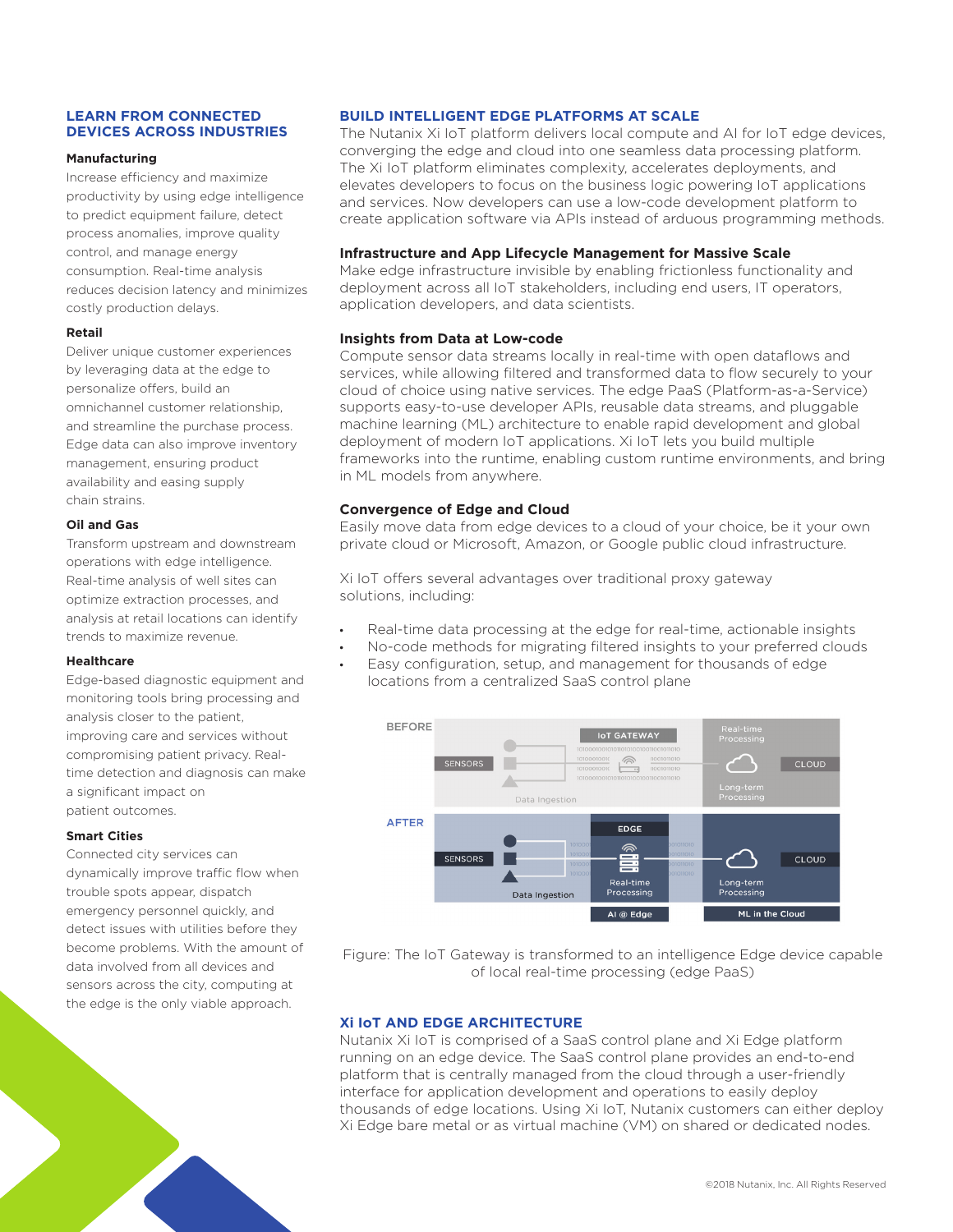## LEARN FROM CONNECTED DEVICES ACROSS INDUSTRIES

### Manufacturing

Increase efficiency and maximize productivity by using edge intelligence to predict equipment failure, detect process anomalies, improve quality control, and manage energy consumption. Real-time analysis reduces decision latency and minimizes costly production delays.

### Retail

Deliver unique customer experiences by leveraging data at the edge to personalize offers, build an omnichannel customer relationship, and streamline the purchase process. Edge data can also improve inventory management, ensuring product availability and easing supply chain strains.

### Oil and Gas

Transform upstream and downstream operations with edge intelligence. Real-time analysis of well sites can optimize extraction processes, and analysis at retail locations can identify trends to maximize revenue.

### Healthcare

Edge-based diagnostic equipment and monitoring tools bring processing and analysis closer to the patient, improving care and services without compromising patient privacy. Real-time detection and diagnosis can make a significant impact on patient outcomes.

### Smart Cities

Connected city services can dynamically improve traffic flow when trouble spots appear, dispatch emergency personnel quickly, and detect issues with utilities before they become problems. With the amount of data involved from all devices and sensors across the city, computing at the edge is the only viable approach.

## BUILD INTELLIGENT EDGE PLATFORMS AT SCALE

The Nutanix Xi IoT platform delivers local compute and AI for IoT edge devices, converging the edge and cloud into one seamless data processing platform. The Xi IoT platform eliminates complexity, accelerates deployments, and elevates developers to focus on the business logic powering IoT applications and services. Now developers can use a low-code development platform to create application software via APIs instead of arduous programming methods.

### Infrastructure and App Lifecycle Management for Massive Scale

Make edge infrastructure invisible by enabling frictionless functionality and deployment across all IoT stakeholders, including end users, IT operators, application developers, and data scientists.

### Insights from Data at Low-code

Compute sensor data streams locally in real-time with open dataflows and services, while allowing filtered and transformed data to flow securely to your cloud of choice using native services. The edge PaaS (Platform-as-a-Service) supports easy-to-use developer APIs, reusable data streams, and pluggable machine learning (ML) architecture to enable rapid development and global deployment of modern IoT applications. Xi IoT lets you build multiple frameworks into the runtime, enabling custom runtime environments, and bring in ML models from anywhere.

### Convergence of Edge and Cloud

Easily move data from edge devices to a cloud of your choice, be it your own private cloud or Microsoft, Amazon, or Google public cloud infrastructure.

Xi IoT offers several advantages over traditional proxy gateway solutions, including:

- Real-time data processing at the edge for real-time, actionable insights
- No-code methods for migrating filtered insights to your preferred clouds
- Easy configuration, setup, and management for thousands of edge locations from a centralized SaaS control plane

Figure: The IoT Gateway is transformed to an intelligence Edge device capable of local real-time processing (edge PaaS)

## Xi IoT AND EDGE ARCHITECTURE

Nutanix Xi IoT is comprised of a SaaS control plane and Xi Edge platform running on an edge device. The SaaS control plane provides an end-to-end platform that is centrally managed from the cloud through a user-friendly interface for application development and operations to easily deploy thousands of edge locations. Using Xi IoT, Nutanix customers can either deploy Xi Edge bare metal or as virtual machine (VM) on shared or dedicated nodes.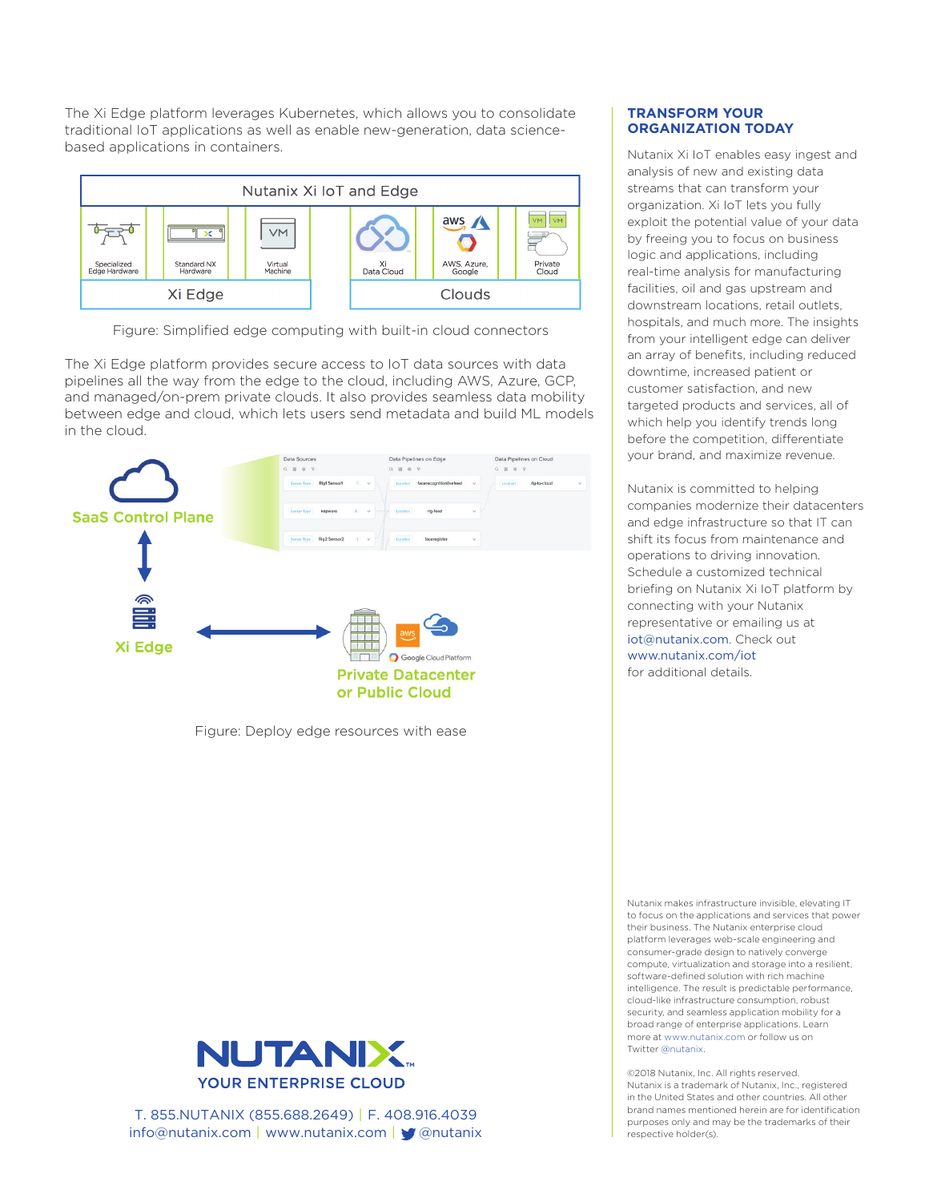The Xi Edge platform leverages Kubernetes, which allows you to consolidate traditional IoT applications as well as enable new-generation, data science-based applications in containers.

Nutanix Xi IoT and Edge

Specialized Edge Hardware
Standard NX Hardware
Virtual Machine
Xi Edge

Xi Data Cloud
AWS, Azure, Google
Private Cloud
Clouds

Figure: Simplified edge computing with built-in cloud connectors

The Xi Edge platform provides secure access to IoT data sources with data pipelines all the way from the edge to the cloud, including AWS, Azure, GCP, and managed/on-prem private clouds. It also provides seamless data mobility between edge and cloud, which lets users send metadata and build ML models in the cloud.

SaaS Control Plane

Xi Edge

Private Datacenter or Public Cloud

Figure: Deploy edge resources with ease

## TRANSFORM YOUR ORGANIZATION TODAY

Nutanix Xi IoT enables easy ingest and analysis of new and existing data streams that can transform your organization. Xi IoT lets you fully exploit the potential value of your data by freeing you to focus on business logic and applications, including real-time analysis for manufacturing facilities, oil and gas upstream and downstream locations, retail outlets, hospitals, and much more. The insights from your intelligent edge can deliver an array of benefits, including reduced downtime, increased patient or customer satisfaction, and new targeted products and services, all of which help you identify trends long before the competition, differentiate your brand, and maximize revenue.

Nutanix is committed to helping companies modernize their datacenters and edge infrastructure so that IT can shift its focus from maintenance and operations to driving innovation. Schedule a customized technical briefing on Nutanix Xi IoT platform by connecting with your Nutanix representative or emailing us at iot@nutanix.com. Check out www.nutanix.com/iot for additional details.

Nutanix makes infrastructure invisible, elevating IT to focus on the applications and services that power their business. The Nutanix enterprise cloud platform leverages web-scale engineering and consumer-grade design to natively converge compute, virtualization and storage into a resilient, software-defined solution with rich machine intelligence. The result is predictable performance, cloud-like infrastructure consumption, robust security, and seamless application mobility for a broad range of enterprise applications. Learn more at www.nutanix.com or follow us on Twitter @nutanix.

©2018 Nutanix, Inc. All rights reserved. Nutanix is a trademark of Nutanix, Inc., registered in the United States and other countries. All other brand names mentioned herein are for identification purposes only and may be the trademarks of their respective holder(s).

NUTANIX™
YOUR ENTERPRISE CLOUD

T. 855.NUTANIX (855.688.2649) | F. 408.916.4039
info@nutanix.com | www.nutanix.com | @nutanix